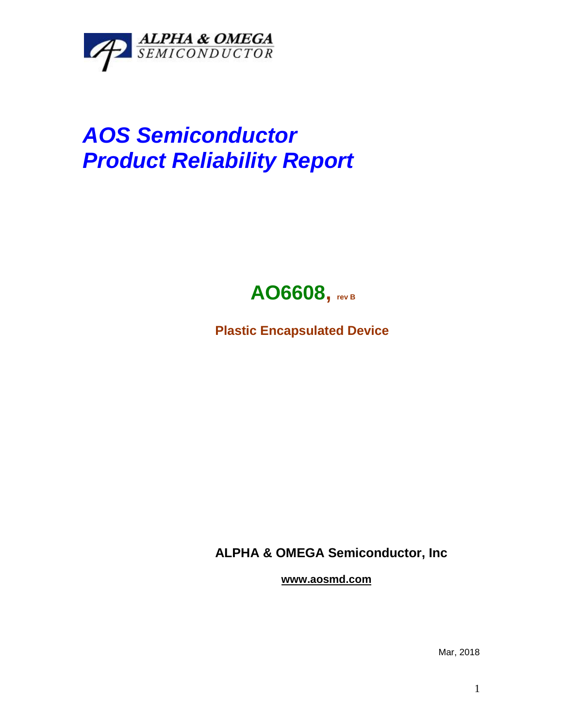ALPHA & OMEGA
SEMICONDUCTOR

# *AOS Semiconductor*
# *Product Reliability Report*

## AO6608, rev B

**Plastic Encapsulated Device**

**ALPHA & OMEGA Semiconductor, Inc**

**www.aosmd.com**

Mar, 2018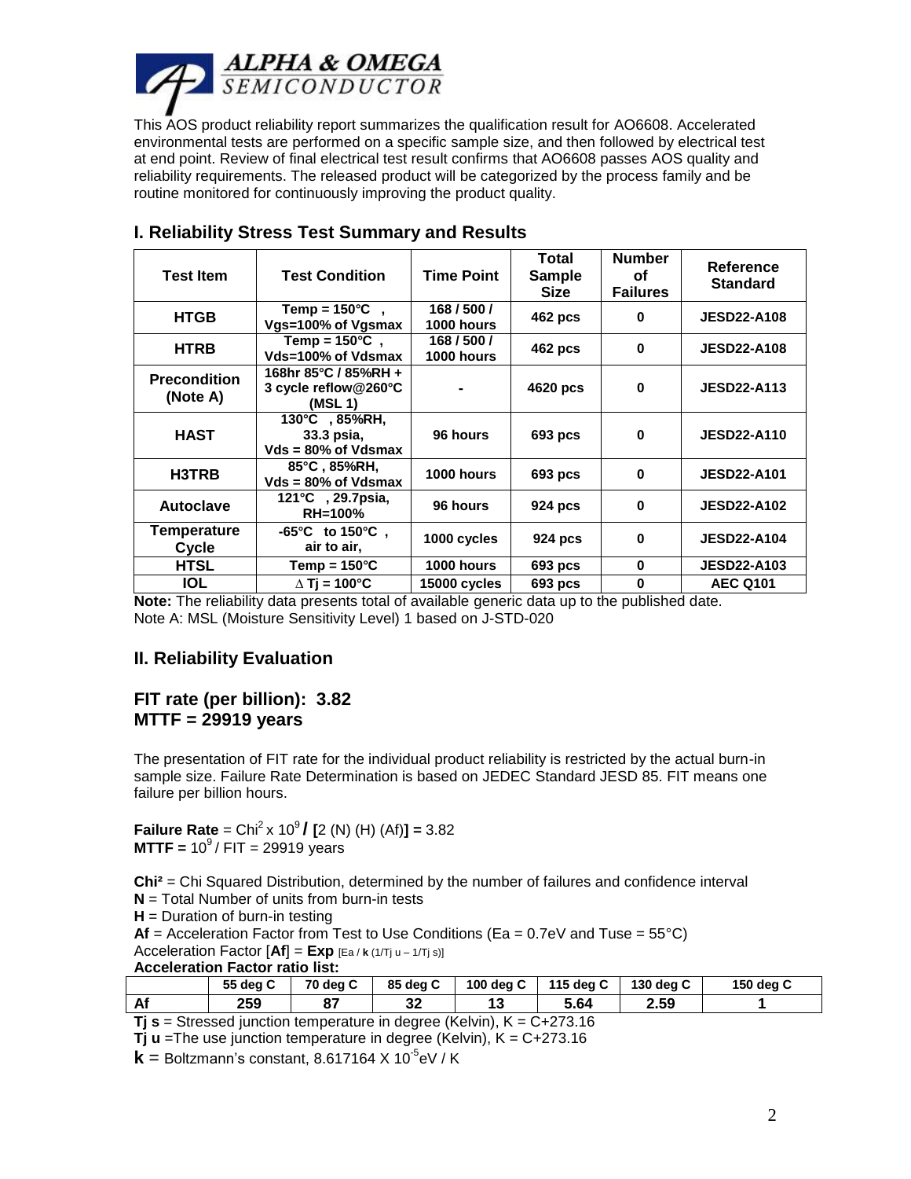This AOS product reliability report summarizes the qualification result for AO6608. Accelerated environmental tests are performed on a specific sample size, and then followed by electrical test at end point. Review of final electrical test result confirms that AO6608 passes AOS quality and reliability requirements. The released product will be categorized by the process family and be routine monitored for continuously improving the product quality.

## I. Reliability Stress Test Summary and Results

| Test Item | Test Condition | Time Point | Total Sample Size | Number of Failures | Reference Standard |
|---|---|---|---|---|---|
| HTGB | Temp = 150°C , Vgs=100% of Vgsmax | 168 / 500 / 1000 hours | 462 pcs | 0 | JESD22-A108 |
| HTRB | Temp = 150°C , Vds=100% of Vdsmax | 168 / 500 / 1000 hours | 462 pcs | 0 | JESD22-A108 |
| Precondition (Note A) | 168hr 85°C / 85%RH + 3 cycle reflow@260°C (MSL 1) | - | 4620 pcs | 0 | JESD22-A113 |
| HAST | 130°C , 85%RH, 33.3 psia, Vds = 80% of Vdsmax | 96 hours | 693 pcs | 0 | JESD22-A110 |
| H3TRB | 85°C , 85%RH, Vds = 80% of Vdsmax | 1000 hours | 693 pcs | 0 | JESD22-A101 |
| Autoclave | 121°C , 29.7psia, RH=100% | 96 hours | 924 pcs | 0 | JESD22-A102 |
| Temperature Cycle | -65°C to 150°C , air to air, | 1000 cycles | 924 pcs | 0 | JESD22-A104 |
| HTSL | Temp = 150°C | 1000 hours | 693 pcs | 0 | JESD22-A103 |
| IOL | $\Delta$ Tj = 100°C | 15000 cycles | 693 pcs | 0 | AEC Q101 |

**Note:** The reliability data presents total of available generic data up to the published date.
Note A: MSL (Moisture Sensitivity Level) 1 based on J-STD-020

## II. Reliability Evaluation

### FIT rate (per billion): 3.82
### MTTF = 29919 years

The presentation of FIT rate for the individual product reliability is restricted by the actual burn-in sample size. Failure Rate Determination is based on JEDEC Standard JESD 85. FIT means one failure per billion hours.

**Failure Rate** = $Chi^2 \times 10^9$ **/ [**2 (N) (H) (Af)**] =** 3.82
**MTTF =** $10^9$ / FIT = 29919 years

**Chi²** = Chi Squared Distribution, determined by the number of failures and confidence interval
**N** = Total Number of units from burn-in tests
**H** = Duration of burn-in testing
**Af** = Acceleration Factor from Test to Use Conditions (Ea = 0.7eV and Tuse = 55°C)
Acceleration Factor [**Af**] = **Exp** [Ea / **k** (1/Tj u – 1/Tj s)]
**Acceleration Factor ratio list:**

| | 55 deg C | 70 deg C | 85 deg C | 100 deg C | 115 deg C | 130 deg C | 150 deg C |
|---|---|---|---|---|---|---|---|
| Af | 259 | 87 | 32 | 13 | 5.64 | 2.59 | 1 |

**Tj s** = Stressed junction temperature in degree (Kelvin), K = C+273.16
**Tj u** =The use junction temperature in degree (Kelvin), K = C+273.16
**k** = Boltzmann's constant, 8.617164 X $10^{-5}$eV / K